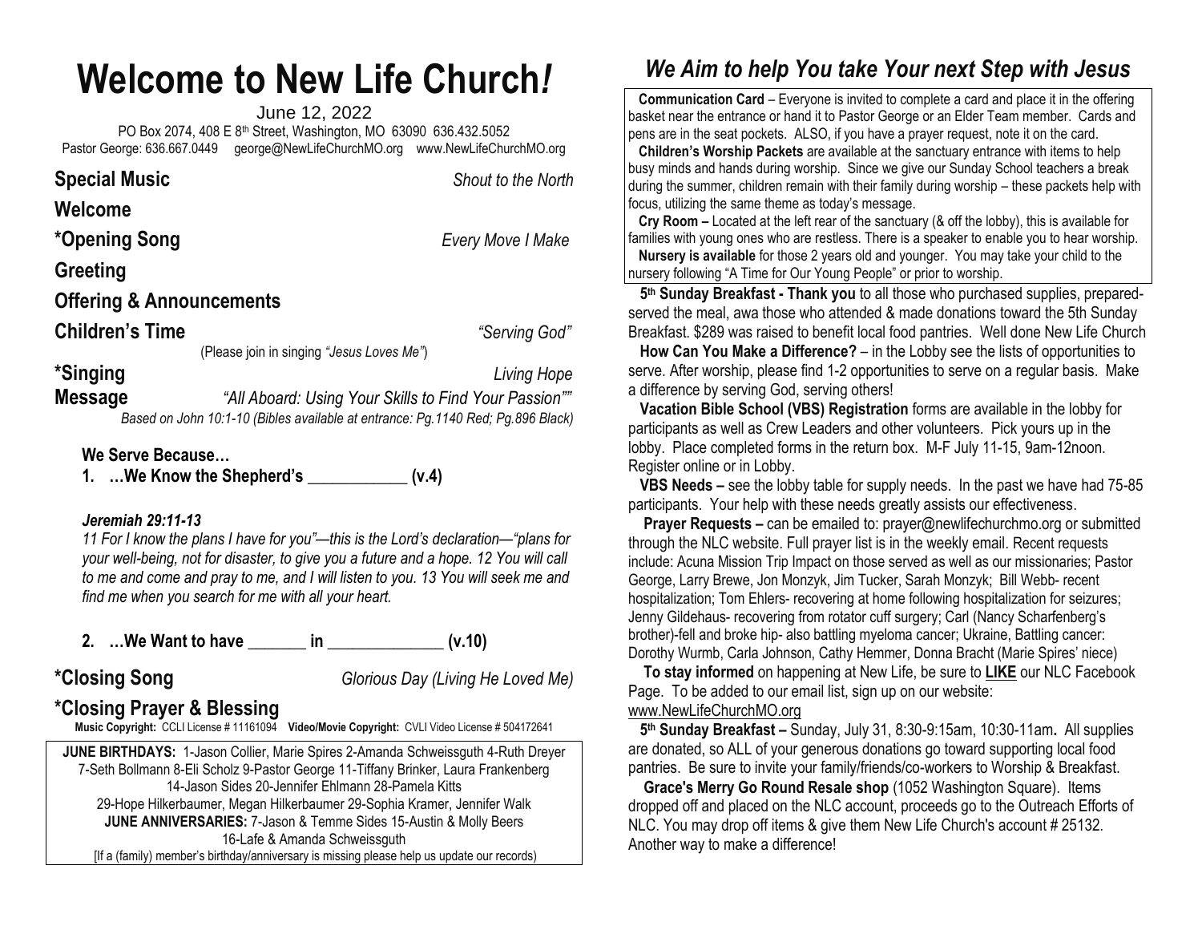# Welcome to New Life Church*!*

June 12, 2022

PO Box 2074, 408 E 8th Street, Washington, MO 63090 636.432.5052

Pastor George: 636.667.0449 george@NewLifeChurchMO.org www.NewLifeChurchMO.org

**Special Music** *Shout to the North*

**Welcome**

**\*Opening Song** *Every Move I Make*

**Greeting**

**Offering & Announcements**

**Children's Time** *"Serving God"*

(Please join in singing *"Jesus Loves Me"*)

**\*Singing** *Living Hope*

**Message** *"All Aboard: Using Your Skills to Find Your Passion""*

*Based on John 10:1-10 (Bibles available at entrance: Pg.1140 Red; Pg.896 Black)*

**We Serve Because…**

**1. …We Know the Shepherd's ____________ (v.4)**

***Jeremiah 29:11-13***

*11 For I know the plans I have for you"—this is the Lord's declaration—"plans for your well-being, not for disaster, to give you a future and a hope. 12 You will call to me and come and pray to me, and I will listen to you. 13 You will seek me and find me when you search for me with all your heart.*

**2. …We Want to have _______ in ______________ (v.10)**

**\*Closing Song** *Glorious Day (Living He Loved Me)*

**\*Closing Prayer & Blessing**

**Music Copyright:** CCLI License # 11161094 **Video/Movie Copyright:** CVLI Video License # 504172641

**JUNE BIRTHDAYS:** 1-Jason Collier, Marie Spires 2-Amanda Schweissguth 4-Ruth Dreyer 7-Seth Bollmann 8-Eli Scholz 9-Pastor George 11-Tiffany Brinker, Laura Frankenberg 14-Jason Sides 20-Jennifer Ehlmann 28-Pamela Kitts 29-Hope Hilkerbaumer, Megan Hilkerbaumer 29-Sophia Kramer, Jennifer Walk

**JUNE ANNIVERSARIES:** 7-Jason & Temme Sides 15-Austin & Molly Beers 16-Lafe & Amanda Schweissguth

[If a (family) member's birthday/anniversary is missing please help us update our records)

## *We Aim to help You take Your next Step with Jesus*

**Communication Card** – Everyone is invited to complete a card and place it in the offering basket near the entrance or hand it to Pastor George or an Elder Team member. Cards and pens are in the seat pockets. ALSO, if you have a prayer request, note it on the card.

**Children's Worship Packets** are available at the sanctuary entrance with items to help busy minds and hands during worship. Since we give our Sunday School teachers a break during the summer, children remain with their family during worship – these packets help with focus, utilizing the same theme as today's message.

**Cry Room –** Located at the left rear of the sanctuary (& off the lobby), this is available for families with young ones who are restless. There is a speaker to enable you to hear worship.

**Nursery is available** for those 2 years old and younger. You may take your child to the nursery following "A Time for Our Young People" or prior to worship.

**5th Sunday Breakfast - Thank you** to all those who purchased supplies, prepared-served the meal, awa those who attended & made donations toward the 5th Sunday Breakfast. $289 was raised to benefit local food pantries. Well done New Life Church

**How Can You Make a Difference?** – in the Lobby see the lists of opportunities to serve. After worship, please find 1-2 opportunities to serve on a regular basis. Make a difference by serving God, serving others!

**Vacation Bible School (VBS) Registration** forms are available in the lobby for participants as well as Crew Leaders and other volunteers. Pick yours up in the lobby. Place completed forms in the return box. M-F July 11-15, 9am-12noon. Register online or in Lobby.

**VBS Needs –** see the lobby table for supply needs. In the past we have had 75-85 participants. Your help with these needs greatly assists our effectiveness.

**Prayer Requests –** can be emailed to: prayer@newlifechurchmo.org or submitted through the NLC website. Full prayer list is in the weekly email. Recent requests include: Acuna Mission Trip Impact on those served as well as our missionaries; Pastor George, Larry Brewe, Jon Monzyk, Jim Tucker, Sarah Monzyk; Bill Webb- recent hospitalization; Tom Ehlers- recovering at home following hospitalization for seizures; Jenny Gildehaus- recovering from rotator cuff surgery; Carl (Nancy Scharfenberg's brother)-fell and broke hip- also battling myeloma cancer; Ukraine, Battling cancer: Dorothy Wurmb, Carla Johnson, Cathy Hemmer, Donna Bracht (Marie Spires' niece)

**To stay informed** on happening at New Life, be sure to **LIKE** our NLC Facebook Page. To be added to our email list, sign up on our website: www.NewLifeChurchMO.org

**5th Sunday Breakfast –** Sunday, July 31, 8:30-9:15am, 10:30-11am**.** All supplies are donated, so ALL of your generous donations go toward supporting local food pantries. Be sure to invite your family/friends/co-workers to Worship & Breakfast.

**Grace's Merry Go Round Resale shop** (1052 Washington Square). Items dropped off and placed on the NLC account, proceeds go to the Outreach Efforts of NLC. You may drop off items & give them New Life Church's account # 25132. Another way to make a difference!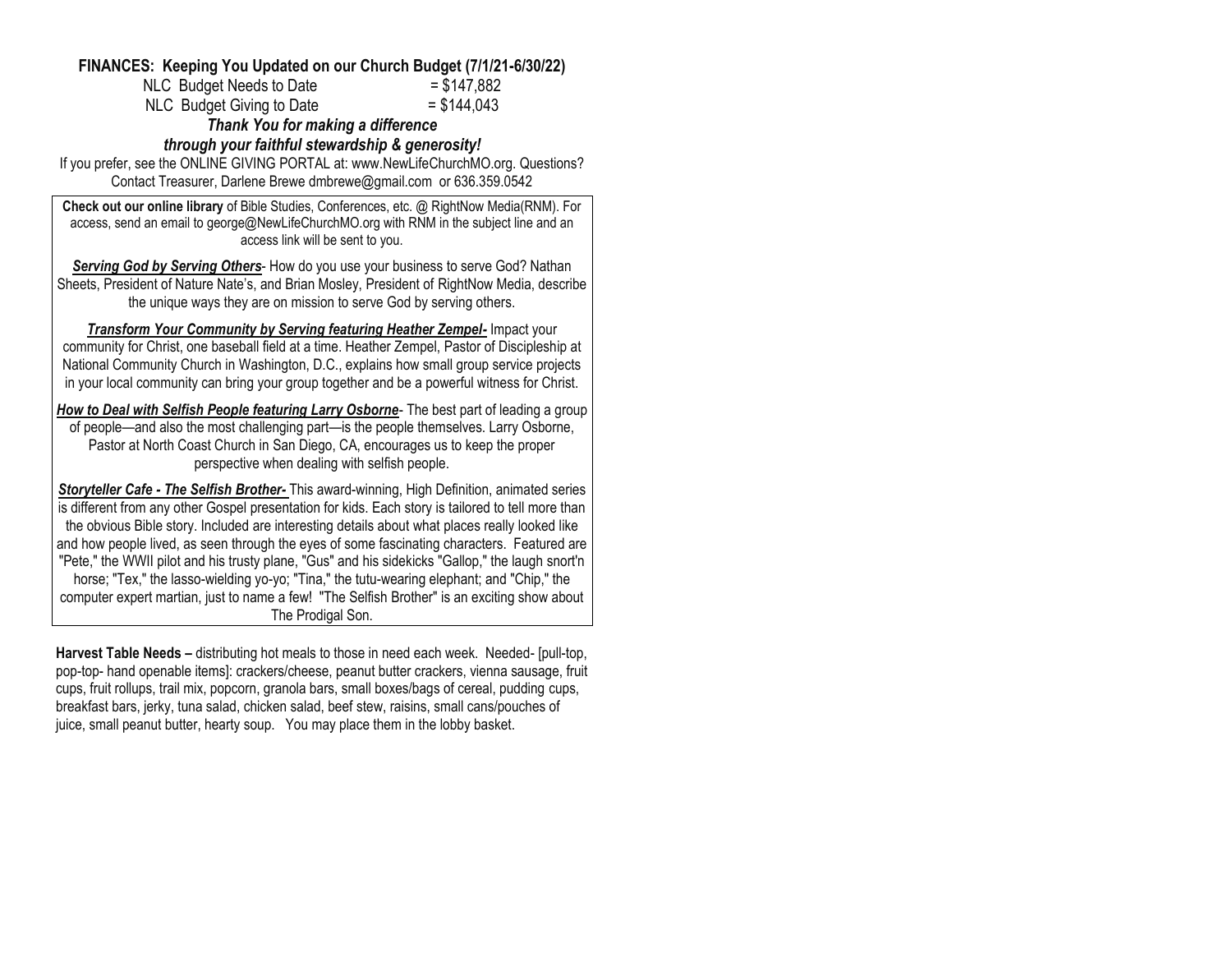## FINANCES: Keeping You Updated on our Church Budget (7/1/21-6/30/22)

| | |
|---|---|
| NLC Budget Needs to Date | = $147,882 |
| NLC Budget Giving to Date | = $144,043 |

***Thank You for making a difference***
***through your faithful stewardship & generosity!***

If you prefer, see the ONLINE GIVING PORTAL at: www.NewLifeChurchMO.org. Questions? Contact Treasurer, Darlene Brewe dmbrewe@gmail.com or 636.359.0542

**Check out our online library** of Bible Studies, Conferences, etc. @ RightNow Media(RNM). For access, send an email to george@NewLifeChurchMO.org with RNM in the subject line and an access link will be sent to you.

***Serving God by Serving Others***- How do you use your business to serve God? Nathan Sheets, President of Nature Nate's, and Brian Mosley, President of RightNow Media, describe the unique ways they are on mission to serve God by serving others.

***Transform Your Community by Serving featuring Heather Zempel-*** Impact your community for Christ, one baseball field at a time. Heather Zempel, Pastor of Discipleship at National Community Church in Washington, D.C., explains how small group service projects in your local community can bring your group together and be a powerful witness for Christ.

***How to Deal with Selfish People featuring Larry Osborne***- The best part of leading a group of people—and also the most challenging part—is the people themselves. Larry Osborne, Pastor at North Coast Church in San Diego, CA, encourages us to keep the proper perspective when dealing with selfish people.

***Storyteller Cafe - The Selfish Brother-*** This award-winning, High Definition, animated series is different from any other Gospel presentation for kids. Each story is tailored to tell more than the obvious Bible story. Included are interesting details about what places really looked like and how people lived, as seen through the eyes of some fascinating characters. Featured are "Pete," the WWII pilot and his trusty plane, "Gus" and his sidekicks "Gallop," the laugh snort'n horse; "Tex," the lasso-wielding yo-yo; "Tina," the tutu-wearing elephant; and "Chip," the computer expert martian, just to name a few! "The Selfish Brother" is an exciting show about The Prodigal Son.

**Harvest Table Needs –** distributing hot meals to those in need each week. Needed- [pull-top, pop-top- hand openable items]: crackers/cheese, peanut butter crackers, vienna sausage, fruit cups, fruit rollups, trail mix, popcorn, granola bars, small boxes/bags of cereal, pudding cups, breakfast bars, jerky, tuna salad, chicken salad, beef stew, raisins, small cans/pouches of juice, small peanut butter, hearty soup. You may place them in the lobby basket.